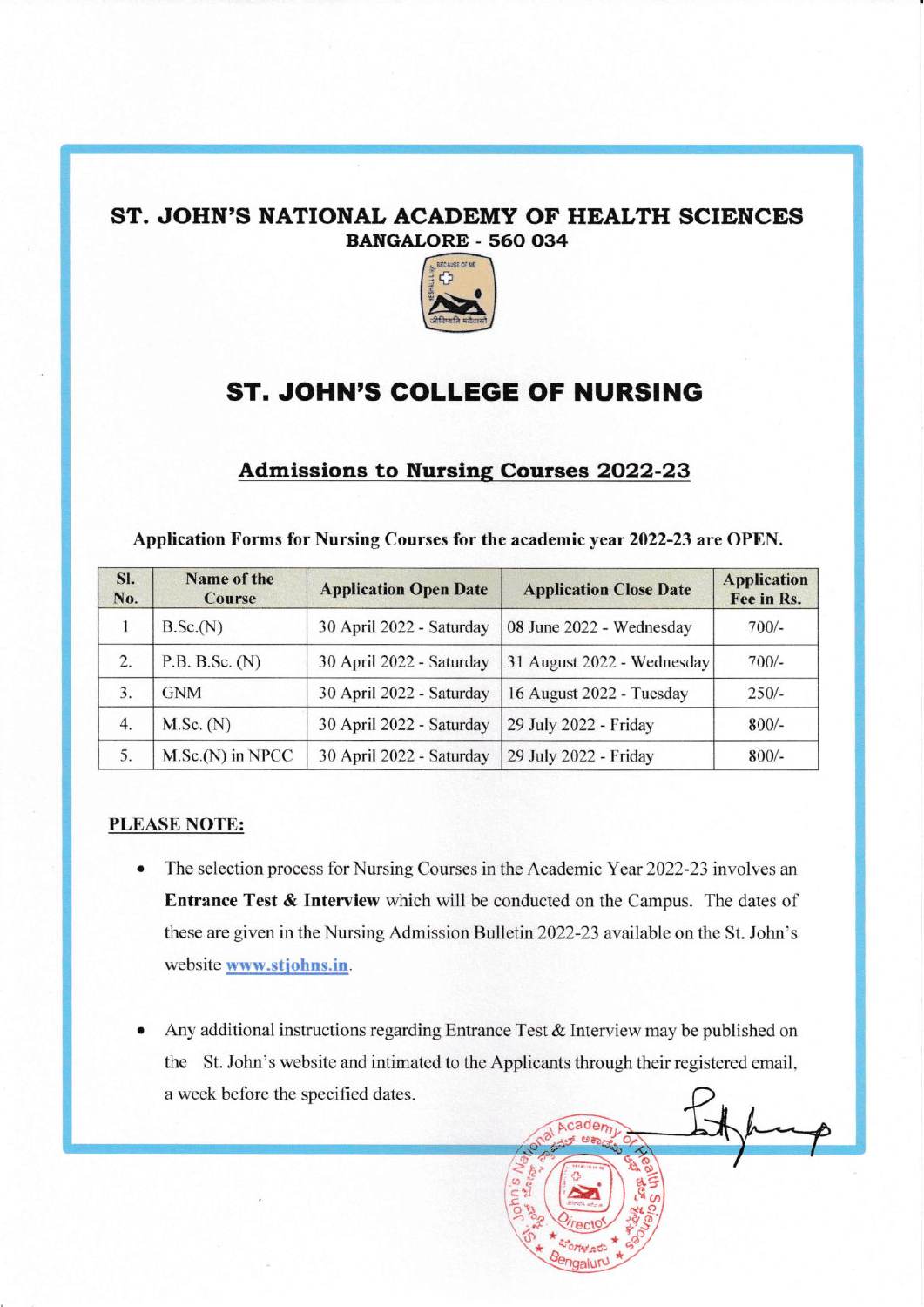# ST. JOHN'S NATIONAL ACADEMY OF HEALTH SCIENCES

**BANGALORE - 560 034**

## ST. JOHN'S COLLEGE OF NURSING

### Admissions to Nursing Courses 2022-23

**Application Forms for Nursing Courses for the academic year 2022-23 are OPEN.**

| Sl. No. | Name of the Course | Application Open Date | Application Close Date | Application Fee in Rs. |
|---|---|---|---|---|
| 1 | B.Sc.(N) | 30 April 2022 - Saturday | 08 June 2022 - Wednesday | 700/- |
| 2. | P.B. B.Sc. (N) | 30 April 2022 - Saturday | 31 August 2022 - Wednesday | 700/- |
| 3. | GNM | 30 April 2022 - Saturday | 16 August 2022 - Tuesday | 250/- |
| 4. | M.Sc. (N) | 30 April 2022 - Saturday | 29 July 2022 - Friday | 800/- |
| 5. | M.Sc.(N) in NPCC | 30 April 2022 - Saturday | 29 July 2022 - Friday | 800/- |

**PLEASE NOTE:**

- The selection process for Nursing Courses in the Academic Year 2022-23 involves an **Entrance Test & Interview** which will be conducted on the Campus. The dates of these are given in the Nursing Admission Bulletin 2022-23 available on the St. John's website www.stjohns.in.
- Any additional instructions regarding Entrance Test & Interview may be published on the St. John's website and intimated to the Applicants through their registered email, a week before the specified dates.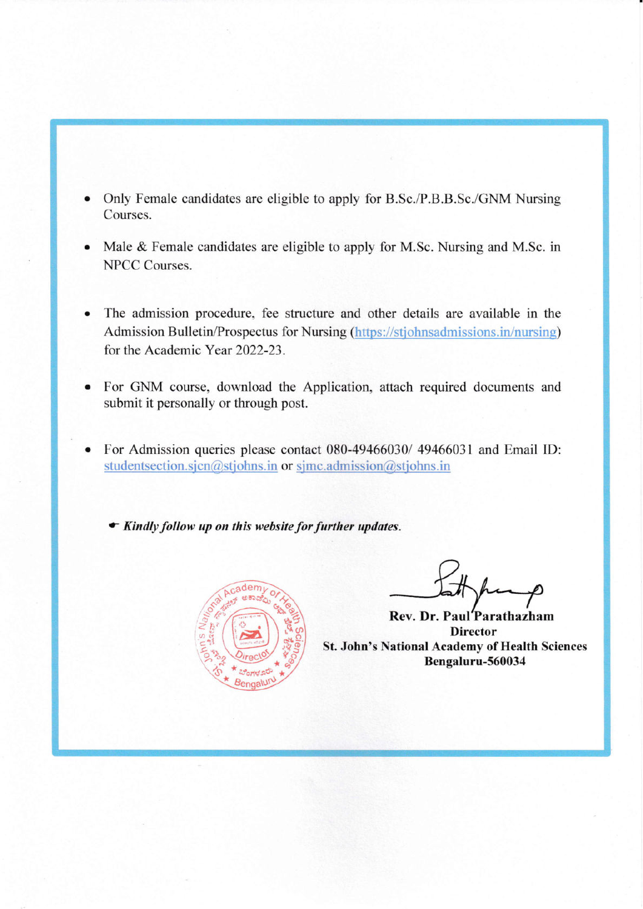- Only Female candidates are eligible to apply for B.Sc./P.B.B.Sc./GNM Nursing Courses.

- Male & Female candidates are eligible to apply for M.Sc. Nursing and M.Sc. in NPCC Courses.

- The admission procedure, fee structure and other details are available in the Admission Bulletin/Prospectus for Nursing (https://stjohnsadmissions.in/nursing) for the Academic Year 2022-23.

- For GNM course, download the Application, attach required documents and submit it personally or through post.

- For Admission queries please contact 080-49466030/ 49466031 and Email ID: studentsection.sjcn@stjohns.in or sjmc.admission@stjohns.in

☛ ***Kindly follow up on this website for further updates.***

**Rev. Dr. Paul Parathazham**
**Director**
**St. John's National Academy of Health Sciences**
**Bengaluru-560034**